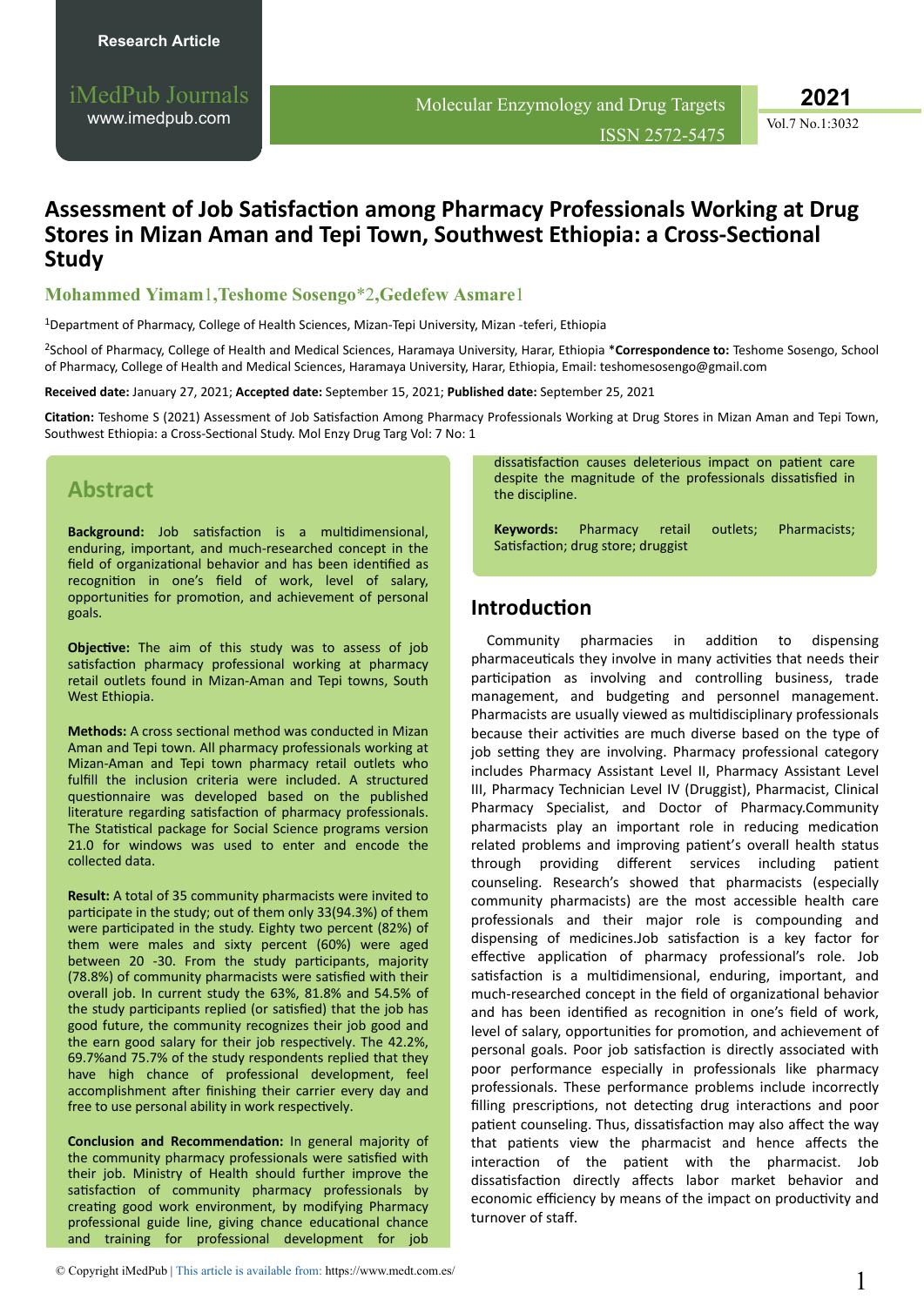Research Article

# Assessment of Job Satisfaction among Pharmacy Professionals Working at Drug Stores in Mizan Aman and Tepi Town, Southwest Ethiopia: a Cross-Sectional Study

**Mohammed Yimam[1], Teshome Sosengo*[2], Gedefew Asmare[1]**

[1]Department of Pharmacy, College of Health Sciences, Mizan-Tepi University, Mizan -teferi, Ethiopia

[2]School of Pharmacy, College of Health and Medical Sciences, Haramaya University, Harar, Ethiopia ***Correspondence to:** Teshome Sosengo, School of Pharmacy, College of Health and Medical Sciences, Haramaya University, Harar, Ethiopia, Email: teshomesosengo@gmail.com

**Received date:** January 27, 2021; **Accepted date:** September 15, 2021; **Published date:** September 25, 2021

**Citation:** Teshome S (2021) Assessment of Job Satisfaction Among Pharmacy Professionals Working at Drug Stores in Mizan Aman and Tepi Town, Southwest Ethiopia: a Cross-Sectional Study. Mol Enzy Drug Targ Vol: 7 No: 1

## Abstract

**Background:** Job satisfaction is a multidimensional, enduring, important, and much-researched concept in the field of organizational behavior and has been identified as recognition in one's field of work, level of salary, opportunities for promotion, and achievement of personal goals.

**Objective:** The aim of this study was to assess of job satisfaction pharmacy professional working at pharmacy retail outlets found in Mizan-Aman and Tepi towns, South West Ethiopia.

**Methods:** A cross sectional method was conducted in Mizan Aman and Tepi town. All pharmacy professionals working at Mizan-Aman and Tepi town pharmacy retail outlets who fulfill the inclusion criteria were included. A structured questionnaire was developed based on the published literature regarding satisfaction of pharmacy professionals. The Statistical package for Social Science programs version 21.0 for windows was used to enter and encode the collected data.

**Result:** A total of 35 community pharmacists were invited to participate in the study; out of them only 33(94.3%) of them were participated in the study. Eighty two percent (82%) of them were males and sixty percent (60%) were aged between 20 -30. From the study participants, majority (78.8%) of community pharmacists were satisfied with their overall job. In current study the 63%, 81.8% and 54.5% of the study participants replied (or satisfied) that the job has good future, the community recognizes their job good and the earn good salary for their job respectively. The 42.2%, 69.7%and 75.7% of the study respondents replied that they have high chance of professional development, feel accomplishment after finishing their carrier every day and free to use personal ability in work respectively.

**Conclusion and Recommendation:** In general majority of the community pharmacy professionals were satisfied with their job. Ministry of Health should further improve the satisfaction of community pharmacy professionals by creating good work environment, by modifying Pharmacy professional guide line, giving chance educational chance and training for professional development for job dissatisfaction causes deleterious impact on patient care despite the magnitude of the professionals dissatisfied in the discipline.

**Keywords:** Pharmacy retail outlets; Pharmacists; Satisfaction; drug store; druggist

## Introduction

Community pharmacies in addition to dispensing pharmaceuticals they involve in many activities that needs their participation as involving and controlling business, trade management, and budgeting and personnel management. Pharmacists are usually viewed as multidisciplinary professionals because their activities are much diverse based on the type of job setting they are involving. Pharmacy professional category includes Pharmacy Assistant Level II, Pharmacy Assistant Level III, Pharmacy Technician Level IV (Druggist), Pharmacist, Clinical Pharmacy Specialist, and Doctor of Pharmacy.Community pharmacists play an important role in reducing medication related problems and improving patient's overall health status through providing different services including patient counseling. Research's showed that pharmacists (especially community pharmacists) are the most accessible health care professionals and their major role is compounding and dispensing of medicines.Job satisfaction is a key factor for effective application of pharmacy professional's role. Job satisfaction is a multidimensional, enduring, important, and much-researched concept in the field of organizational behavior and has been identified as recognition in one's field of work, level of salary, opportunities for promotion, and achievement of personal goals. Poor job satisfaction is directly associated with poor performance especially in professionals like pharmacy professionals. These performance problems include incorrectly filling prescriptions, not detecting drug interactions and poor patient counseling. Thus, dissatisfaction may also affect the way that patients view the pharmacist and hence affects the interaction of the patient with the pharmacist. Job dissatisfaction directly affects labor market behavior and economic efficiency by means of the impact on productivity and turnover of staff.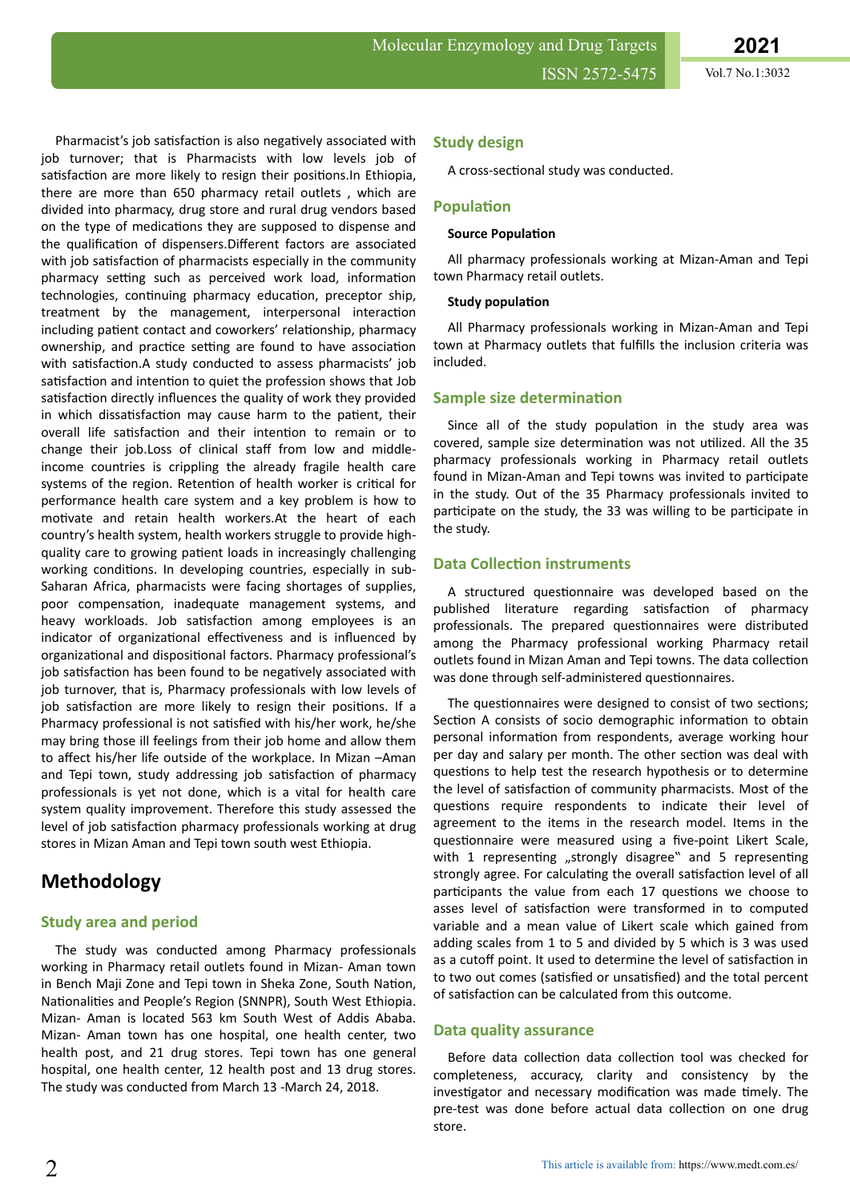Pharmacist's job satisfaction is also negatively associated with job turnover; that is Pharmacists with low levels job of satisfaction are more likely to resign their positions.In Ethiopia, there are more than 650 pharmacy retail outlets , which are divided into pharmacy, drug store and rural drug vendors based on the type of medications they are supposed to dispense and the qualification of dispensers.Different factors are associated with job satisfaction of pharmacists especially in the community pharmacy setting such as perceived work load, information technologies, continuing pharmacy education, preceptor ship, treatment by the management, interpersonal interaction including patient contact and coworkers' relationship, pharmacy ownership, and practice setting are found to have association with satisfaction.A study conducted to assess pharmacists' job satisfaction and intention to quiet the profession shows that Job satisfaction directly influences the quality of work they provided in which dissatisfaction may cause harm to the patient, their overall life satisfaction and their intention to remain or to change their job.Loss of clinical staff from low and middle-income countries is crippling the already fragile health care systems of the region. Retention of health worker is critical for performance health care system and a key problem is how to motivate and retain health workers.At the heart of each country's health system, health workers struggle to provide high-quality care to growing patient loads in increasingly challenging working conditions. In developing countries, especially in sub-Saharan Africa, pharmacists were facing shortages of supplies, poor compensation, inadequate management systems, and heavy workloads. Job satisfaction among employees is an indicator of organizational effectiveness and is influenced by organizational and dispositional factors. Pharmacy professional's job satisfaction has been found to be negatively associated with job turnover, that is, Pharmacy professionals with low levels of job satisfaction are more likely to resign their positions. If a Pharmacy professional is not satisfied with his/her work, he/she may bring those ill feelings from their job home and allow them to affect his/her life outside of the workplace. In Mizan –Aman and Tepi town, study addressing job satisfaction of pharmacy professionals is yet not done, which is a vital for health care system quality improvement. Therefore this study assessed the level of job satisfaction pharmacy professionals working at drug stores in Mizan Aman and Tepi town south west Ethiopia.

# Methodology

## Study area and period

The study was conducted among Pharmacy professionals working in Pharmacy retail outlets found in Mizan- Aman town in Bench Maji Zone and Tepi town in Sheka Zone, South Nation, Nationalities and People's Region (SNNPR), South West Ethiopia. Mizan- Aman is located 563 km South West of Addis Ababa. Mizan- Aman town has one hospital, one health center, two health post, and 21 drug stores. Tepi town has one general hospital, one health center, 12 health post and 13 drug stores. The study was conducted from March 13 -March 24, 2018.

## Study design

A cross-sectional study was conducted.

## Population

### Source Population

All pharmacy professionals working at Mizan-Aman and Tepi town Pharmacy retail outlets.

### Study population

All Pharmacy professionals working in Mizan-Aman and Tepi town at Pharmacy outlets that fulfills the inclusion criteria was included.

## Sample size determination

Since all of the study population in the study area was covered, sample size determination was not utilized. All the 35 pharmacy professionals working in Pharmacy retail outlets found in Mizan-Aman and Tepi towns was invited to participate in the study. Out of the 35 Pharmacy professionals invited to participate on the study, the 33 was willing to be participate in the study.

## Data Collection instruments

A structured questionnaire was developed based on the published literature regarding satisfaction of pharmacy professionals. The prepared questionnaires were distributed among the Pharmacy professional working Pharmacy retail outlets found in Mizan Aman and Tepi towns. The data collection was done through self-administered questionnaires.

The questionnaires were designed to consist of two sections; Section A consists of socio demographic information to obtain personal information from respondents, average working hour per day and salary per month. The other section was deal with questions to help test the research hypothesis or to determine the level of satisfaction of community pharmacists. Most of the questions require respondents to indicate their level of agreement to the items in the research model. Items in the questionnaire were measured using a five-point Likert Scale, with 1 representing „strongly disagree‟ and 5 representing strongly agree. For calculating the overall satisfaction level of all participants the value from each 17 questions we choose to asses level of satisfaction were transformed in to computed variable and a mean value of Likert scale which gained from adding scales from 1 to 5 and divided by 5 which is 3 was used as a cutoff point. It used to determine the level of satisfaction in to two out comes (satisfied or unsatisfied) and the total percent of satisfaction can be calculated from this outcome.

## Data quality assurance

Before data collection data collection tool was checked for completeness, accuracy, clarity and consistency by the investigator and necessary modification was made timely. The pre-test was done before actual data collection on one drug store.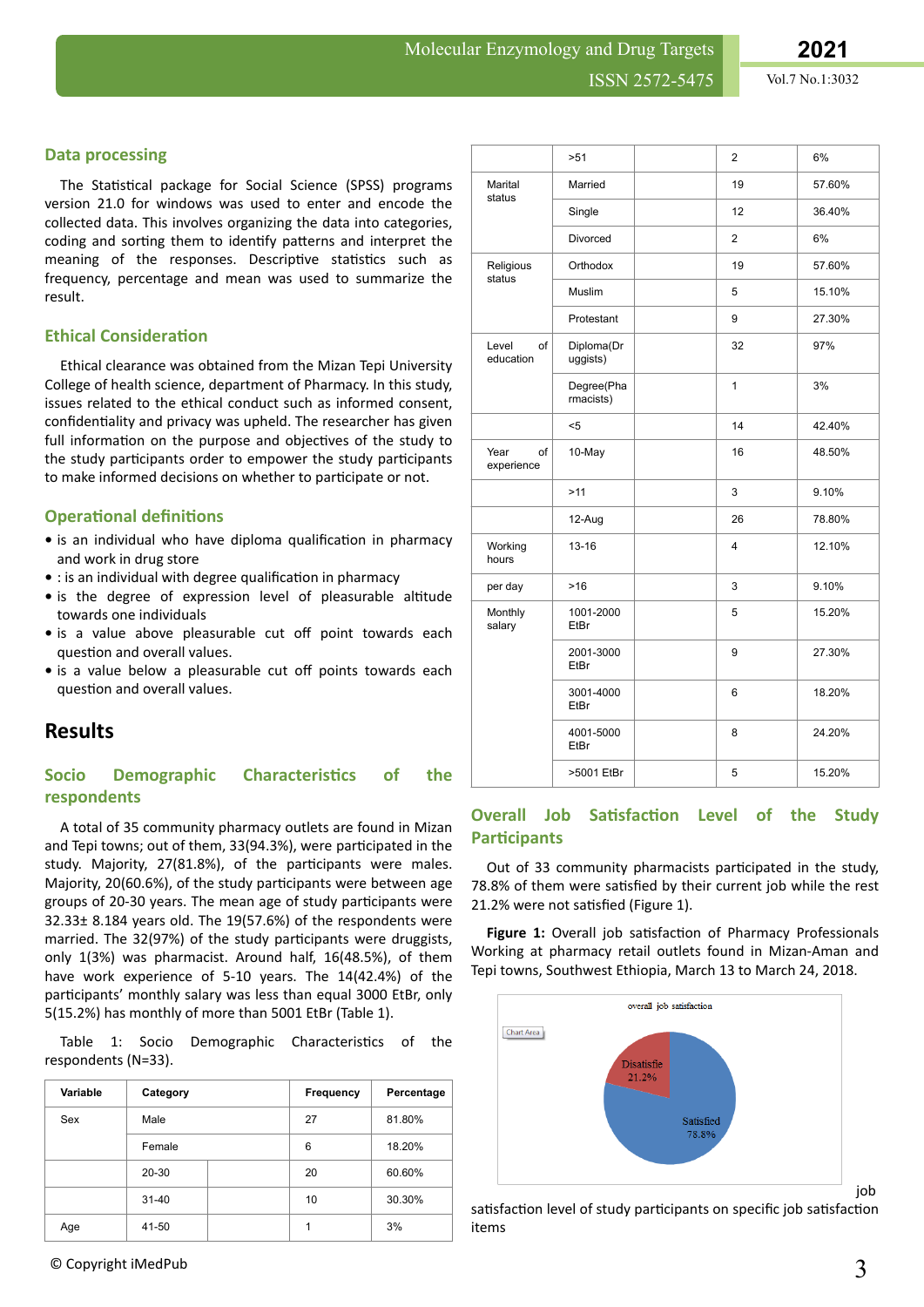## Data processing

The Statistical package for Social Science (SPSS) programs version 21.0 for windows was used to enter and encode the collected data. This involves organizing the data into categories, coding and sorting them to identify patterns and interpret the meaning of the responses. Descriptive statistics such as frequency, percentage and mean was used to summarize the result.

## Ethical Consideration

Ethical clearance was obtained from the Mizan Tepi University College of health science, department of Pharmacy. In this study, issues related to the ethical conduct such as informed consent, confidentiality and privacy was upheld. The researcher has given full information on the purpose and objectives of the study to the study participants order to empower the study participants to make informed decisions on whether to participate or not.

## Operational definitions

- is an individual who have diploma qualification in pharmacy and work in drug store
- : is an individual with degree qualification in pharmacy
- is the degree of expression level of pleasurable altitude towards one individuals
- is a value above pleasurable cut off point towards each question and overall values.
- is a value below a pleasurable cut off points towards each question and overall values.

# Results

## Socio Demographic Characteristics of the respondents

A total of 35 community pharmacy outlets are found in Mizan and Tepi towns; out of them, 33(94.3%), were participated in the study. Majority, 27(81.8%), of the participants were males. Majority, 20(60.6%), of the study participants were between age groups of 20-30 years. The mean age of study participants were 32.33± 8.184 years old. The 19(57.6%) of the respondents were married. The 32(97%) of the study participants were druggists, only 1(3%) was pharmacist. Around half, 16(48.5%), of them have work experience of 5-10 years. The 14(42.4%) of the participants' monthly salary was less than equal 3000 EtBr, only 5(15.2%) has monthly of more than 5001 EtBr (Table 1).

Table 1: Socio Demographic Characteristics of the respondents (N=33).

| Variable | Category | Frequency | Percentage |
|---|---|---|---|
| Sex | Male | 27 | 81.80% |
| | Female | 6 | 18.20% |
| | 20-30 | 20 | 60.60% |
| | 31-40 | 10 | 30.30% |
| Age | 41-50 | 1 | 3% |
| | >51 | 2 | 6% |
| Marital status | Married | 19 | 57.60% |
| | Single | 12 | 36.40% |
| | Divorced | 2 | 6% |
| Religious status | Orthodox | 19 | 57.60% |
| | Muslim | 5 | 15.10% |
| | Protestant | 9 | 27.30% |
| Level of education | Diploma(Druggists) | 32 | 97% |
| | Degree(Pharmacists) | 1 | 3% |
| | <5 | 14 | 42.40% |
| Year of experience | 10-May | 16 | 48.50% |
| | >11 | 3 | 9.10% |
| | 12-Aug | 26 | 78.80% |
| Working hours | 13-16 | 4 | 12.10% |
| per day | >16 | 3 | 9.10% |
| Monthly salary | 1001-2000 EtBr | 5 | 15.20% |
| | 2001-3000 EtBr | 9 | 27.30% |
| | 3001-4000 EtBr | 6 | 18.20% |
| | 4001-5000 EtBr | 8 | 24.20% |
| | >5001 EtBr | 5 | 15.20% |

## Overall Job Satisfaction Level of the Study Participants

Out of 33 community pharmacists participated in the study, 78.8% of them were satisfied by their current job while the rest 21.2% were not satisfied (Figure 1).

**Figure 1:** Overall job satisfaction of Pharmacy Professionals Working at pharmacy retail outlets found in Mizan-Aman and Tepi towns, Southwest Ethiopia, March 13 to March 24, 2018.

job satisfaction level of study participants on specific job satisfaction items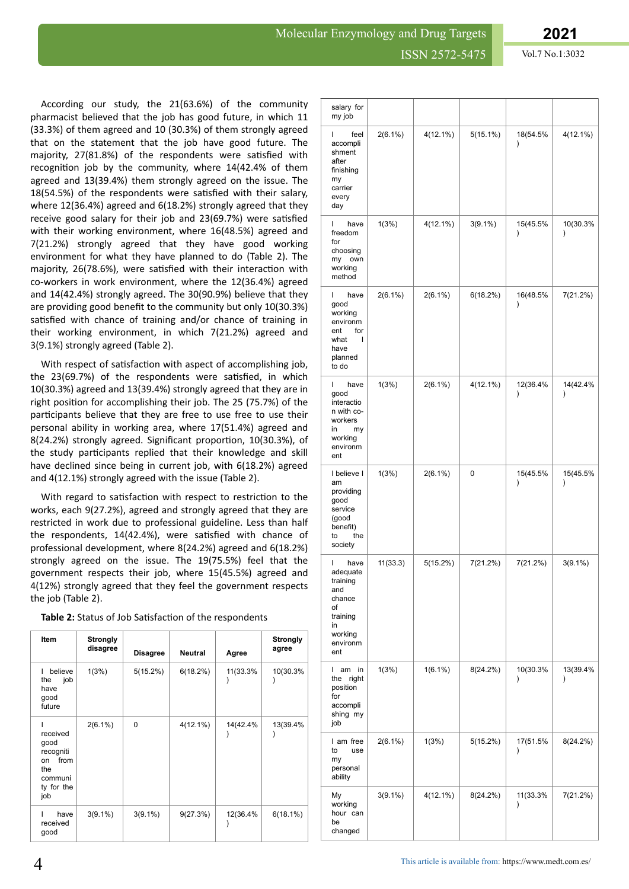According our study, the 21(63.6%) of the community pharmacist believed that the job has good future, in which 11 (33.3%) of them agreed and 10 (30.3%) of them strongly agreed that on the statement that the job have good future. The majority, 27(81.8%) of the respondents were satisfied with recognition job by the community, where 14(42.4% of them agreed and 13(39.4%) them strongly agreed on the issue. The 18(54.5%) of the respondents were satisfied with their salary, where 12(36.4%) agreed and 6(18.2%) strongly agreed that they receive good salary for their job and 23(69.7%) were satisfied with their working environment, where 16(48.5%) agreed and 7(21.2%) strongly agreed that they have good working environment for what they have planned to do (Table 2). The majority, 26(78.6%), were satisfied with their interaction with co-workers in work environment, where the 12(36.4%) agreed and 14(42.4%) strongly agreed. The 30(90.9%) believe that they are providing good benefit to the community but only 10(30.3%) satisfied with chance of training and/or chance of training in their working environment, in which 7(21.2%) agreed and 3(9.1%) strongly agreed (Table 2).

With respect of satisfaction with aspect of accomplishing job, the 23(69.7%) of the respondents were satisfied, in which 10(30.3%) agreed and 13(39.4%) strongly agreed that they are in right position for accomplishing their job. The 25 (75.7%) of the participants believe that they are free to use free to use their personal ability in working area, where 17(51.4%) agreed and 8(24.2%) strongly agreed. Significant proportion, 10(30.3%), of the study participants replied that their knowledge and skill have declined since being in current job, with 6(18.2%) agreed and 4(12.1%) strongly agreed with the issue (Table 2).

With regard to satisfaction with respect to restriction to the works, each 9(27.2%), agreed and strongly agreed that they are restricted in work due to professional guideline. Less than half the respondents, 14(42.4%), were satisfied with chance of professional development, where 8(24.2%) agreed and 6(18.2%) strongly agreed on the issue. The 19(75.5%) feel that the government respects their job, where 15(45.5%) agreed and 4(12%) strongly agreed that they feel the government respects the job (Table 2).

**Table 2:** Status of Job Satisfaction of the respondents

| Item | Strongly disagree | Disagree | Neutral | Agree | Strongly agree |
|---|---|---|---|---|---|
| I believe the job have good future | 1(3%) | 5(15.2%) | 6(18.2%) | 11(33.3%) | 10(30.3%) |
| I received good recognition from the community for the job | 2(6.1%) | 0 | 4(12.1%) | 14(42.4%) | 13(39.4%) |
| I have received good salary for my job | 3(9.1%) | 3(9.1%) | 9(27.3%) | 12(36.4%) | 6(18.1%) |
| I feel accomplishment after finishing my carrier every day | 2(6.1%) | 4(12.1%) | 5(15.1%) | 18(54.5%) | 4(12.1%) |
| I have freedom for choosing my own working method | 1(3%) | 4(12.1%) | 3(9.1%) | 15(45.5%) | 10(30.3%) |
| I have good working environment for what I have planned to do | 2(6.1%) | 2(6.1%) | 6(18.2%) | 16(48.5%) | 7(21.2%) |
| I have good interaction with co-workers in my working environment | 1(3%) | 2(6.1%) | 4(12.1%) | 12(36.4%) | 14(42.4%) |
| I believe I am providing good service (good benefit) to the society | 1(3%) | 2(6.1%) | 0 | 15(45.5%) | 15(45.5%) |
| I have adequate training and chance of training in working environment | 11(33.3) | 5(15.2%) | 7(21.2%) | 7(21.2%) | 3(9.1%) |
| I am in the right position for accomplishing my job | 1(3%) | 1(6.1%) | 8(24.2%) | 10(30.3%) | 13(39.4%) |
| I am free to use my personal ability | 2(6.1%) | 1(3%) | 5(15.2%) | 17(51.5%) | 8(24.2%) |
| My working hour can be changed | 3(9.1%) | 4(12.1%) | 8(24.2%) | 11(33.3%) | 7(21.2%) |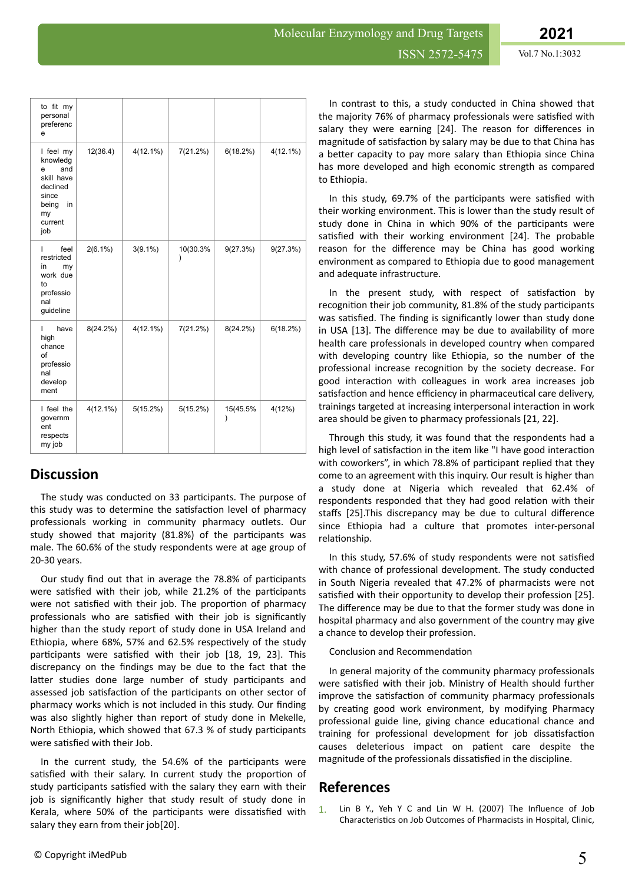| to fit my personal preference | | | | | |
|---|---|---|---|---|---|
| I feel my knowledge and skill have declined since being in my current job | 12(36.4) | 4(12.1%) | 7(21.2%) | 6(18.2%) | 4(12.1%) |
| I feel restricted in my work due to professional guideline | 2(6.1%) | 3(9.1%) | 10(30.3%) | 9(27.3%) | 9(27.3%) |
| I have high chance of professional development | 8(24.2%) | 4(12.1%) | 7(21.2%) | 8(24.2%) | 6(18.2%) |
| I feel the government respects my job | 4(12.1%) | 5(15.2%) | 5(15.2%) | 15(45.5%) | 4(12%) |

## Discussion

The study was conducted on 33 participants. The purpose of this study was to determine the satisfaction level of pharmacy professionals working in community pharmacy outlets. Our study showed that majority (81.8%) of the participants was male. The 60.6% of the study respondents were at age group of 20-30 years.

Our study find out that in average the 78.8% of participants were satisfied with their job, while 21.2% of the participants were not satisfied with their job. The proportion of pharmacy professionals who are satisfied with their job is significantly higher than the study report of study done in USA Ireland and Ethiopia, where 68%, 57% and 62.5% respectively of the study participants were satisfied with their job [18, 19, 23]. This discrepancy on the findings may be due to the fact that the latter studies done large number of study participants and assessed job satisfaction of the participants on other sector of pharmacy works which is not included in this study. Our finding was also slightly higher than report of study done in Mekelle, North Ethiopia, which showed that 67.3 % of study participants were satisfied with their Job.

In the current study, the 54.6% of the participants were satisfied with their salary. In current study the proportion of study participants satisfied with the salary they earn with their job is significantly higher that study result of study done in Kerala, where 50% of the participants were dissatisfied with salary they earn from their job[20].

In contrast to this, a study conducted in China showed that the majority 76% of pharmacy professionals were satisfied with salary they were earning [24]. The reason for differences in magnitude of satisfaction by salary may be due to that China has a better capacity to pay more salary than Ethiopia since China has more developed and high economic strength as compared to Ethiopia.

In this study, 69.7% of the participants were satisfied with their working environment. This is lower than the study result of study done in China in which 90% of the participants were satisfied with their working environment [24]. The probable reason for the difference may be China has good working environment as compared to Ethiopia due to good management and adequate infrastructure.

In the present study, with respect of satisfaction by recognition their job community, 81.8% of the study participants was satisfied. The finding is significantly lower than study done in USA [13]. The difference may be due to availability of more health care professionals in developed country when compared with developing country like Ethiopia, so the number of the professional increase recognition by the society decrease. For good interaction with colleagues in work area increases job satisfaction and hence efficiency in pharmaceutical care delivery, trainings targeted at increasing interpersonal interaction in work area should be given to pharmacy professionals [21, 22].

Through this study, it was found that the respondents had a high level of satisfaction in the item like "I have good interaction with coworkers", in which 78.8% of participant replied that they come to an agreement with this inquiry. Our result is higher than a study done at Nigeria which revealed that 62.4% of respondents responded that they had good relation with their staffs [25].This discrepancy may be due to cultural difference since Ethiopia had a culture that promotes inter-personal relationship.

In this study, 57.6% of study respondents were not satisfied with chance of professional development. The study conducted in South Nigeria revealed that 47.2% of pharmacists were not satisfied with their opportunity to develop their profession [25]. The difference may be due to that the former study was done in hospital pharmacy and also government of the country may give a chance to develop their profession.

Conclusion and Recommendation

In general majority of the community pharmacy professionals were satisfied with their job. Ministry of Health should further improve the satisfaction of community pharmacy professionals by creating good work environment, by modifying Pharmacy professional guide line, giving chance educational chance and training for professional development for job dissatisfaction causes deleterious impact on patient care despite the magnitude of the professionals dissatisfied in the discipline.

## References

1. Lin B Y., Yeh Y C and Lin W H. (2007) The Influence of Job Characteristics on Job Outcomes of Pharmacists in Hospital, Clinic,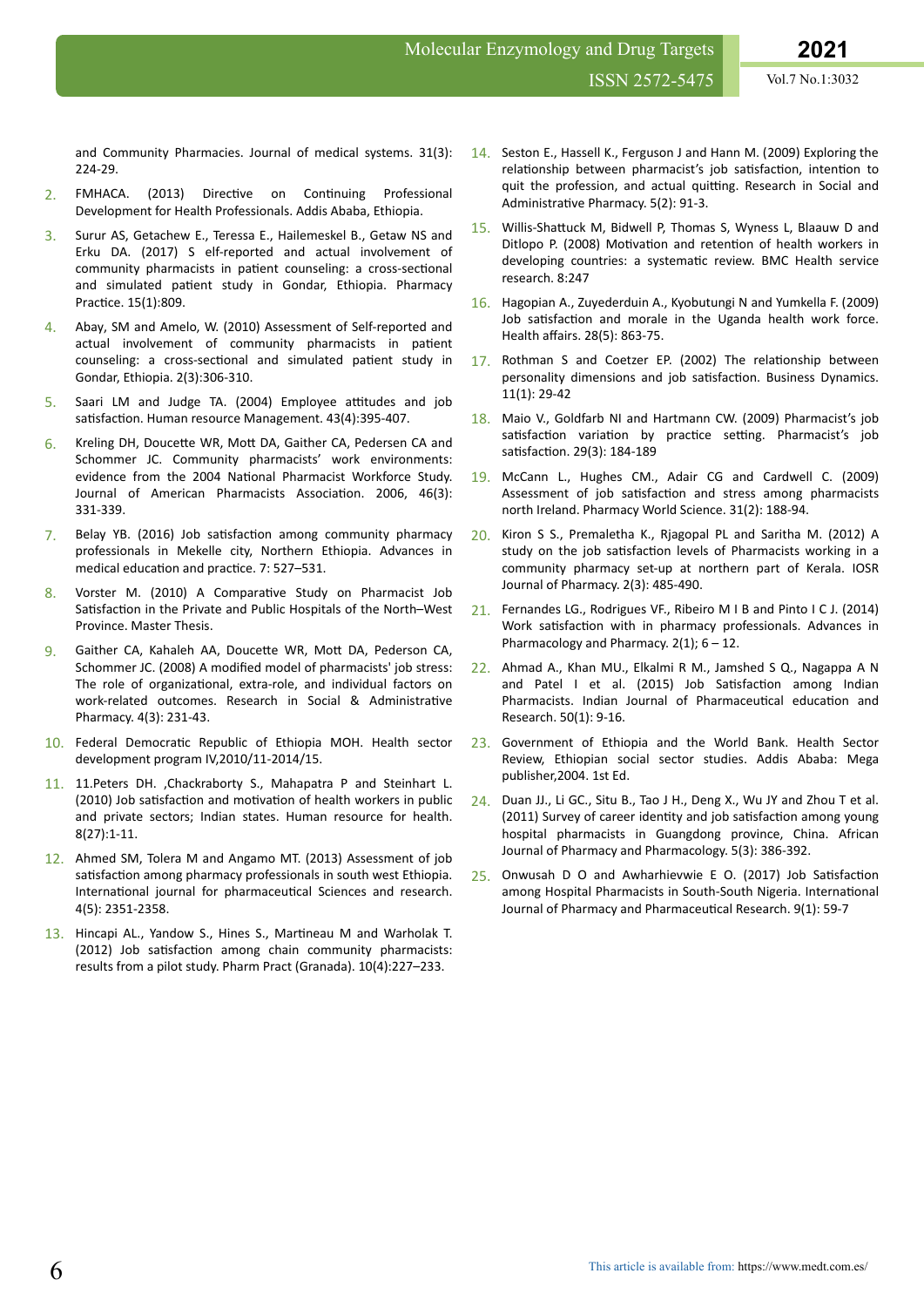and Community Pharmacies. Journal of medical systems. 31(3): 224-29.

2. FMHACA. (2013) Directive on Continuing Professional Development for Health Professionals. Addis Ababa, Ethiopia.
3. Surur AS, Getachew E., Teressa E., Hailemeskel B., Getaw NS and Erku DA. (2017) S elf-reported and actual involvement of community pharmacists in patient counseling: a cross-sectional and simulated patient study in Gondar, Ethiopia. Pharmacy Practice. 15(1):809.
4. Abay, SM and Amelo, W. (2010) Assessment of Self-reported and actual involvement of community pharmacists in patient counseling: a cross-sectional and simulated patient study in Gondar, Ethiopia. 2(3):306-310.
5. Saari LM and Judge TA. (2004) Employee attitudes and job satisfaction. Human resource Management. 43(4):395-407.
6. Kreling DH, Doucette WR, Mott DA, Gaither CA, Pedersen CA and Schommer JC. Community pharmacists' work environments: evidence from the 2004 National Pharmacist Workforce Study. Journal of American Pharmacists Association. 2006, 46(3): 331-339.
7. Belay YB. (2016) Job satisfaction among community pharmacy professionals in Mekelle city, Northern Ethiopia. Advances in medical education and practice. 7: 527–531.
8. Vorster M. (2010) A Comparative Study on Pharmacist Job Satisfaction in the Private and Public Hospitals of the North–West Province. Master Thesis.
9. Gaither CA, Kahaleh AA, Doucette WR, Mott DA, Pederson CA, Schommer JC. (2008) A modified model of pharmacists' job stress: The role of organizational, extra-role, and individual factors on work-related outcomes. Research in Social & Administrative Pharmacy. 4(3): 231-43.
10. Federal Democratic Republic of Ethiopia MOH. Health sector development program IV,2010/11-2014/15.
11. 11.Peters DH. ,Chackraborty S., Mahapatra P and Steinhart L. (2010) Job satisfaction and motivation of health workers in public and private sectors; Indian states. Human resource for health. 8(27):1-11.
12. Ahmed SM, Tolera M and Angamo MT. (2013) Assessment of job satisfaction among pharmacy professionals in south west Ethiopia. International journal for pharmaceutical Sciences and research. 4(5): 2351-2358.
13. Hincapi AL., Yandow S., Hines S., Martineau M and Warholak T. (2012) Job satisfaction among chain community pharmacists: results from a pilot study. Pharm Pract (Granada). 10(4):227–233.
14. Seston E., Hassell K., Ferguson J and Hann M. (2009) Exploring the relationship between pharmacist's job satisfaction, intention to quit the profession, and actual quitting. Research in Social and Administrative Pharmacy. 5(2): 91-3.
15. Willis-Shattuck M, Bidwell P, Thomas S, Wyness L, Blaauw D and Ditlopo P. (2008) Motivation and retention of health workers in developing countries: a systematic review. BMC Health service research. 8:247
16. Hagopian A., Zuyederduin A., Kyobutungi N and Yumkella F. (2009) Job satisfaction and morale in the Uganda health work force. Health affairs. 28(5): 863-75.
17. Rothman S and Coetzer EP. (2002) The relationship between personality dimensions and job satisfaction. Business Dynamics. 11(1): 29-42
18. Maio V., Goldfarb NI and Hartmann CW. (2009) Pharmacist's job satisfaction variation by practice setting. Pharmacist's job satisfaction. 29(3): 184-189
19. McCann L., Hughes CM., Adair CG and Cardwell C. (2009) Assessment of job satisfaction and stress among pharmacists north Ireland. Pharmacy World Science. 31(2): 188-94.
20. Kiron S S., Premaletha K., Rjagopal PL and Saritha M. (2012) A study on the job satisfaction levels of Pharmacists working in a community pharmacy set-up at northern part of Kerala. IOSR Journal of Pharmacy. 2(3): 485-490.
21. Fernandes LG., Rodrigues VF., Ribeiro M I B and Pinto I C J. (2014) Work satisfaction with in pharmacy professionals. Advances in Pharmacology and Pharmacy. 2(1); 6 – 12.
22. Ahmad A., Khan MU., Elkalmi R M., Jamshed S Q., Nagappa A N and Patel I et al. (2015) Job Satisfaction among Indian Pharmacists. Indian Journal of Pharmaceutical education and Research. 50(1): 9-16.
23. Government of Ethiopia and the World Bank. Health Sector Review, Ethiopian social sector studies. Addis Ababa: Mega publisher,2004. 1st Ed.
24. Duan JJ., Li GC., Situ B., Tao J H., Deng X., Wu JY and Zhou T et al. (2011) Survey of career identity and job satisfaction among young hospital pharmacists in Guangdong province, China. African Journal of Pharmacy and Pharmacology. 5(3): 386-392.
25. Onwusah D O and Awharhievwie E O. (2017) Job Satisfaction among Hospital Pharmacists in South-South Nigeria. International Journal of Pharmacy and Pharmaceutical Research. 9(1): 59-7